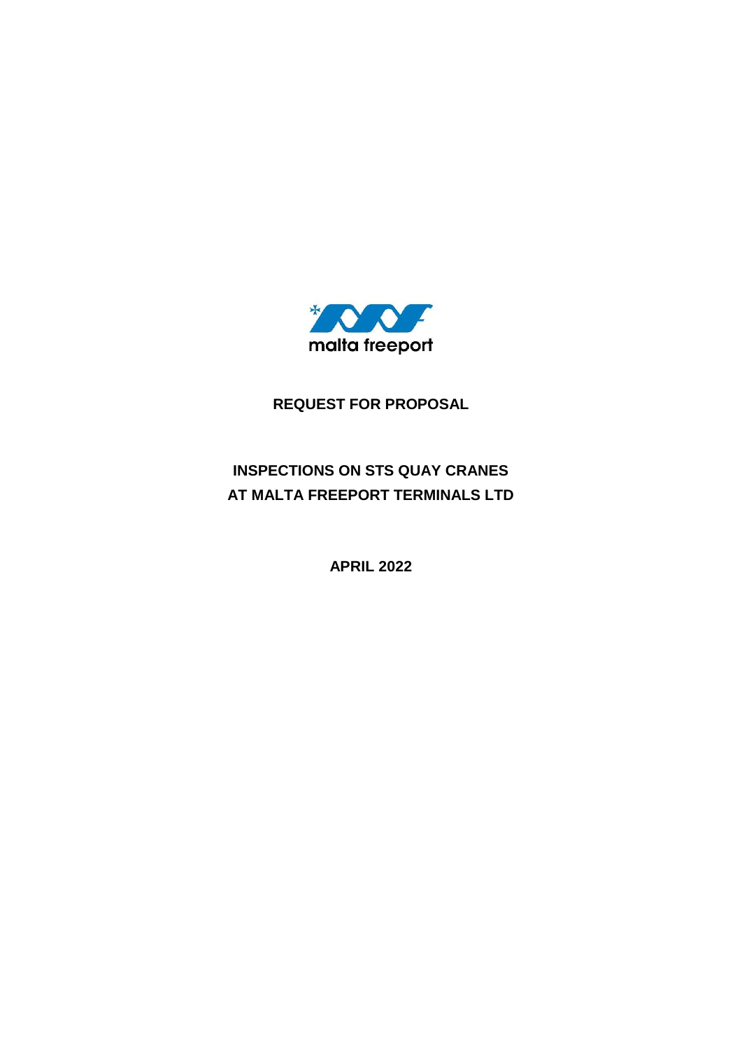malta freeport

**REQUEST FOR PROPOSAL**

# INSPECTIONS ON STS QUAY CRANES AT MALTA FREEPORT TERMINALS LTD

**APRIL 2022**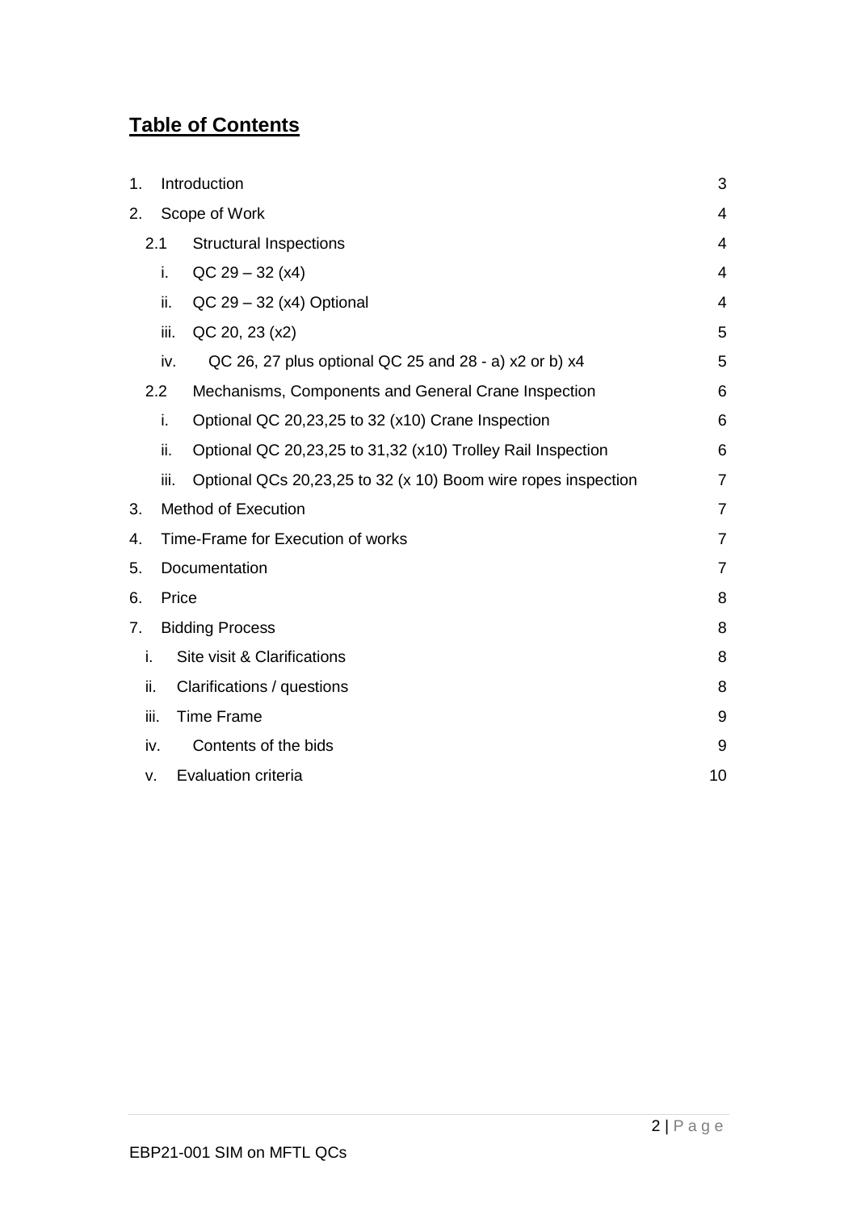# Table of Contents

| | | | |
|---|---|---|---|
| 1. | Introduction | | 3 |
| 2. | Scope of Work | | 4 |
| | 2.1 | Structural Inspections | 4 |
| | i. | QC 29 – 32 (x4) | 4 |
| | ii. | QC 29 – 32 (x4) Optional | 4 |
| | iii. | QC 20, 23 (x2) | 5 |
| | iv. | QC 26, 27 plus optional QC 25 and 28 - a) x2 or b) x4 | 5 |
| | 2.2 | Mechanisms, Components and General Crane Inspection | 6 |
| | i. | Optional QC 20,23,25 to 32 (x10) Crane Inspection | 6 |
| | ii. | Optional QC 20,23,25 to 31,32 (x10) Trolley Rail Inspection | 6 |
| | iii. | Optional QCs 20,23,25 to 32 (x 10) Boom wire ropes inspection | 7 |
| 3. | Method of Execution | | 7 |
| 4. | Time-Frame for Execution of works | | 7 |
| 5. | Documentation | | 7 |
| 6. | Price | | 8 |
| 7. | Bidding Process | | 8 |
| | i. | Site visit & Clarifications | 8 |
| | ii. | Clarifications / questions | 8 |
| | iii. | Time Frame | 9 |
| | iv. | Contents of the bids | 9 |
| | v. | Evaluation criteria | 10 |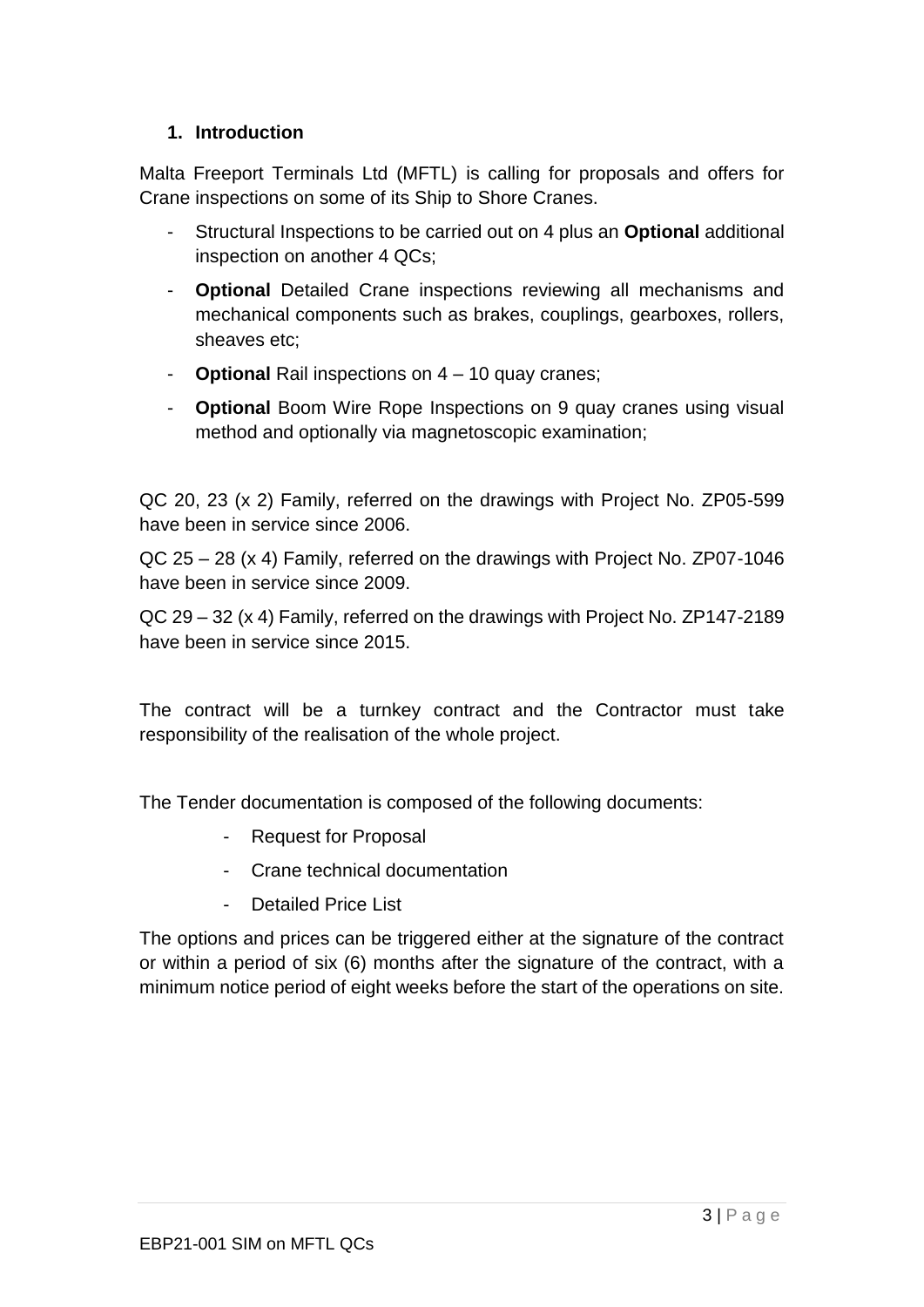## 1. Introduction

Malta Freeport Terminals Ltd (MFTL) is calling for proposals and offers for Crane inspections on some of its Ship to Shore Cranes.

- Structural Inspections to be carried out on 4 plus an **Optional** additional inspection on another 4 QCs;
- **Optional** Detailed Crane inspections reviewing all mechanisms and mechanical components such as brakes, couplings, gearboxes, rollers, sheaves etc;
- **Optional** Rail inspections on 4 – 10 quay cranes;
- **Optional** Boom Wire Rope Inspections on 9 quay cranes using visual method and optionally via magnetoscopic examination;

QC 20, 23 (x 2) Family, referred on the drawings with Project No. ZP05-599 have been in service since 2006.

QC 25 – 28 (x 4) Family, referred on the drawings with Project No. ZP07-1046 have been in service since 2009.

QC 29 – 32 (x 4) Family, referred on the drawings with Project No. ZP147-2189 have been in service since 2015.

The contract will be a turnkey contract and the Contractor must take responsibility of the realisation of the whole project.

The Tender documentation is composed of the following documents:

- Request for Proposal
- Crane technical documentation
- Detailed Price List

The options and prices can be triggered either at the signature of the contract or within a period of six (6) months after the signature of the contract, with a minimum notice period of eight weeks before the start of the operations on site.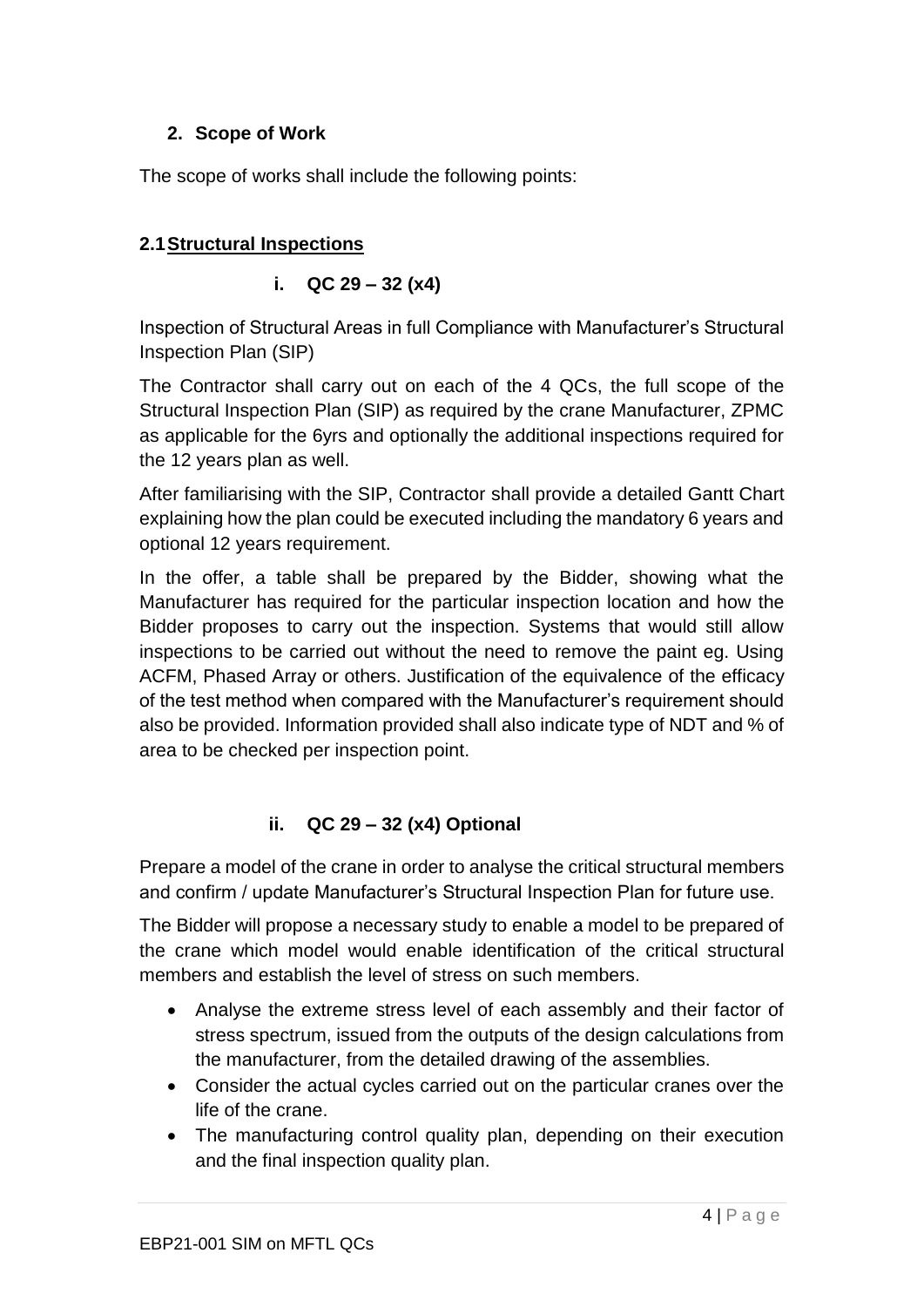## 2. Scope of Work

The scope of works shall include the following points:

### 2.1 Structural Inspections

#### i. QC 29 – 32 (x4)

Inspection of Structural Areas in full Compliance with Manufacturer's Structural Inspection Plan (SIP)

The Contractor shall carry out on each of the 4 QCs, the full scope of the Structural Inspection Plan (SIP) as required by the crane Manufacturer, ZPMC as applicable for the 6yrs and optionally the additional inspections required for the 12 years plan as well.

After familiarising with the SIP, Contractor shall provide a detailed Gantt Chart explaining how the plan could be executed including the mandatory 6 years and optional 12 years requirement.

In the offer, a table shall be prepared by the Bidder, showing what the Manufacturer has required for the particular inspection location and how the Bidder proposes to carry out the inspection. Systems that would still allow inspections to be carried out without the need to remove the paint eg. Using ACFM, Phased Array or others. Justification of the equivalence of the efficacy of the test method when compared with the Manufacturer's requirement should also be provided. Information provided shall also indicate type of NDT and % of area to be checked per inspection point.

#### ii. QC 29 – 32 (x4) Optional

Prepare a model of the crane in order to analyse the critical structural members and confirm / update Manufacturer's Structural Inspection Plan for future use.

The Bidder will propose a necessary study to enable a model to be prepared of the crane which model would enable identification of the critical structural members and establish the level of stress on such members.

- Analyse the extreme stress level of each assembly and their factor of stress spectrum, issued from the outputs of the design calculations from the manufacturer, from the detailed drawing of the assemblies.
- Consider the actual cycles carried out on the particular cranes over the life of the crane.
- The manufacturing control quality plan, depending on their execution and the final inspection quality plan.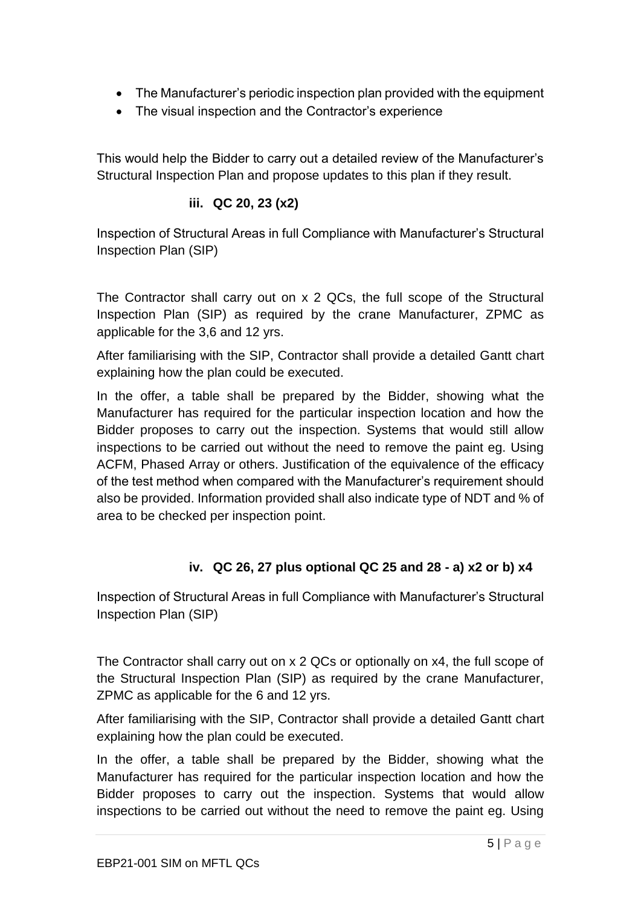- The Manufacturer's periodic inspection plan provided with the equipment
- The visual inspection and the Contractor's experience

This would help the Bidder to carry out a detailed review of the Manufacturer's Structural Inspection Plan and propose updates to this plan if they result.

### iii. QC 20, 23 (x2)

Inspection of Structural Areas in full Compliance with Manufacturer's Structural Inspection Plan (SIP)

The Contractor shall carry out on x 2 QCs, the full scope of the Structural Inspection Plan (SIP) as required by the crane Manufacturer, ZPMC as applicable for the 3,6 and 12 yrs.

After familiarising with the SIP, Contractor shall provide a detailed Gantt chart explaining how the plan could be executed.

In the offer, a table shall be prepared by the Bidder, showing what the Manufacturer has required for the particular inspection location and how the Bidder proposes to carry out the inspection. Systems that would still allow inspections to be carried out without the need to remove the paint eg. Using ACFM, Phased Array or others. Justification of the equivalence of the efficacy of the test method when compared with the Manufacturer's requirement should also be provided. Information provided shall also indicate type of NDT and % of area to be checked per inspection point.

### iv. QC 26, 27 plus optional QC 25 and 28 - a) x2 or b) x4

Inspection of Structural Areas in full Compliance with Manufacturer's Structural Inspection Plan (SIP)

The Contractor shall carry out on x 2 QCs or optionally on x4, the full scope of the Structural Inspection Plan (SIP) as required by the crane Manufacturer, ZPMC as applicable for the 6 and 12 yrs.

After familiarising with the SIP, Contractor shall provide a detailed Gantt chart explaining how the plan could be executed.

In the offer, a table shall be prepared by the Bidder, showing what the Manufacturer has required for the particular inspection location and how the Bidder proposes to carry out the inspection. Systems that would allow inspections to be carried out without the need to remove the paint eg. Using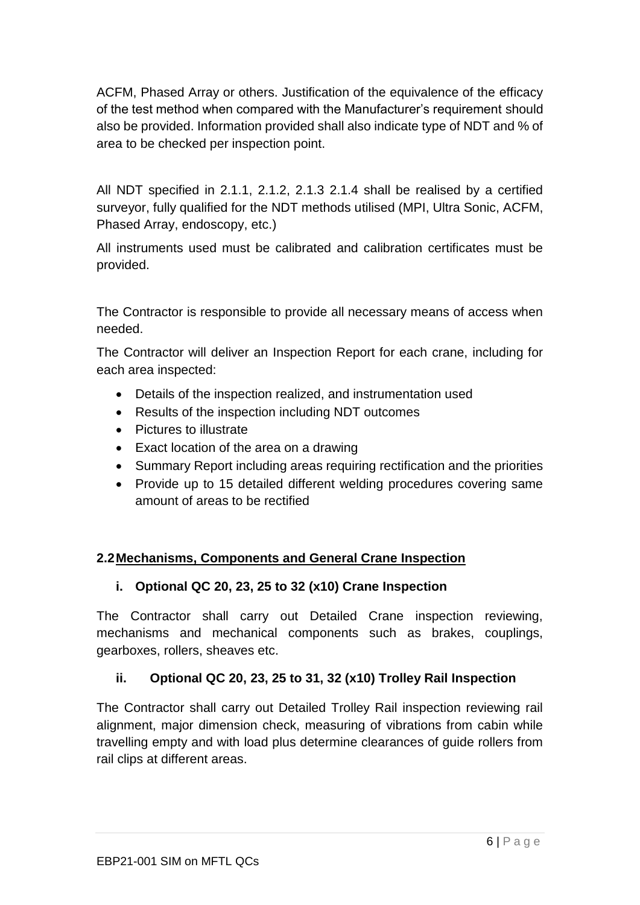ACFM, Phased Array or others. Justification of the equivalence of the efficacy of the test method when compared with the Manufacturer's requirement should also be provided. Information provided shall also indicate type of NDT and % of area to be checked per inspection point.

All NDT specified in 2.1.1, 2.1.2, 2.1.3 2.1.4 shall be realised by a certified surveyor, fully qualified for the NDT methods utilised (MPI, Ultra Sonic, ACFM, Phased Array, endoscopy, etc.)

All instruments used must be calibrated and calibration certificates must be provided.

The Contractor is responsible to provide all necessary means of access when needed.

The Contractor will deliver an Inspection Report for each crane, including for each area inspected:

- Details of the inspection realized, and instrumentation used
- Results of the inspection including NDT outcomes
- Pictures to illustrate
- Exact location of the area on a drawing
- Summary Report including areas requiring rectification and the priorities
- Provide up to 15 detailed different welding procedures covering same amount of areas to be rectified

## 2.2 Mechanisms, Components and General Crane Inspection

### i. Optional QC 20, 23, 25 to 32 (x10) Crane Inspection

The Contractor shall carry out Detailed Crane inspection reviewing, mechanisms and mechanical components such as brakes, couplings, gearboxes, rollers, sheaves etc.

### ii. Optional QC 20, 23, 25 to 31, 32 (x10) Trolley Rail Inspection

The Contractor shall carry out Detailed Trolley Rail inspection reviewing rail alignment, major dimension check, measuring of vibrations from cabin while travelling empty and with load plus determine clearances of guide rollers from rail clips at different areas.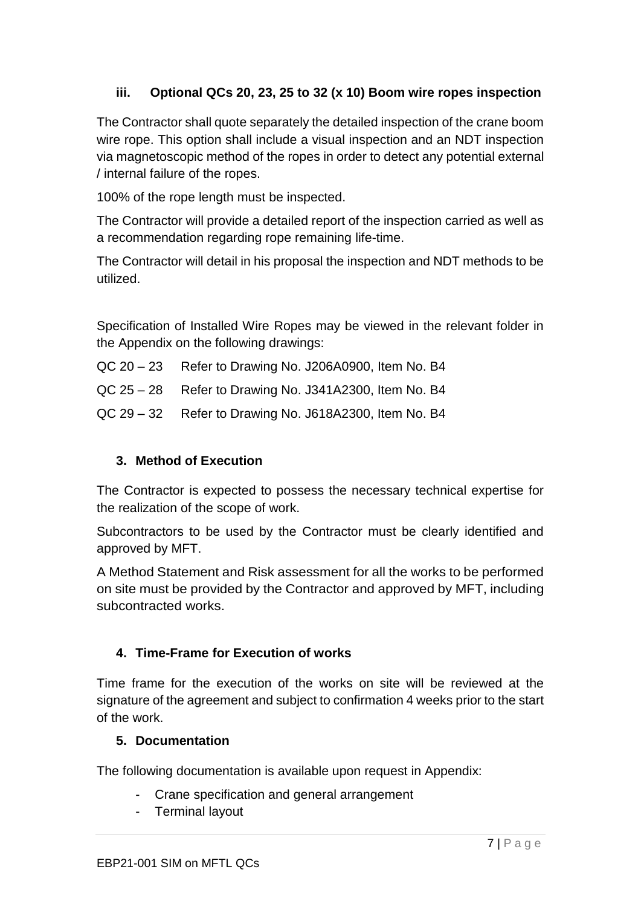### iii. Optional QCs 20, 23, 25 to 32 (x 10) Boom wire ropes inspection

The Contractor shall quote separately the detailed inspection of the crane boom wire rope. This option shall include a visual inspection and an NDT inspection via magnetoscopic method of the ropes in order to detect any potential external / internal failure of the ropes.

100% of the rope length must be inspected.

The Contractor will provide a detailed report of the inspection carried as well as a recommendation regarding rope remaining life-time.

The Contractor will detail in his proposal the inspection and NDT methods to be utilized.

Specification of Installed Wire Ropes may be viewed in the relevant folder in the Appendix on the following drawings:

QC 20 – 23 Refer to Drawing No. J206A0900, Item No. B4

QC 25 – 28 Refer to Drawing No. J341A2300, Item No. B4

QC 29 – 32 Refer to Drawing No. J618A2300, Item No. B4

## 3. Method of Execution

The Contractor is expected to possess the necessary technical expertise for the realization of the scope of work.

Subcontractors to be used by the Contractor must be clearly identified and approved by MFT.

A Method Statement and Risk assessment for all the works to be performed on site must be provided by the Contractor and approved by MFT, including subcontracted works.

## 4. Time-Frame for Execution of works

Time frame for the execution of the works on site will be reviewed at the signature of the agreement and subject to confirmation 4 weeks prior to the start of the work.

## 5. Documentation

The following documentation is available upon request in Appendix:

- Crane specification and general arrangement
- Terminal layout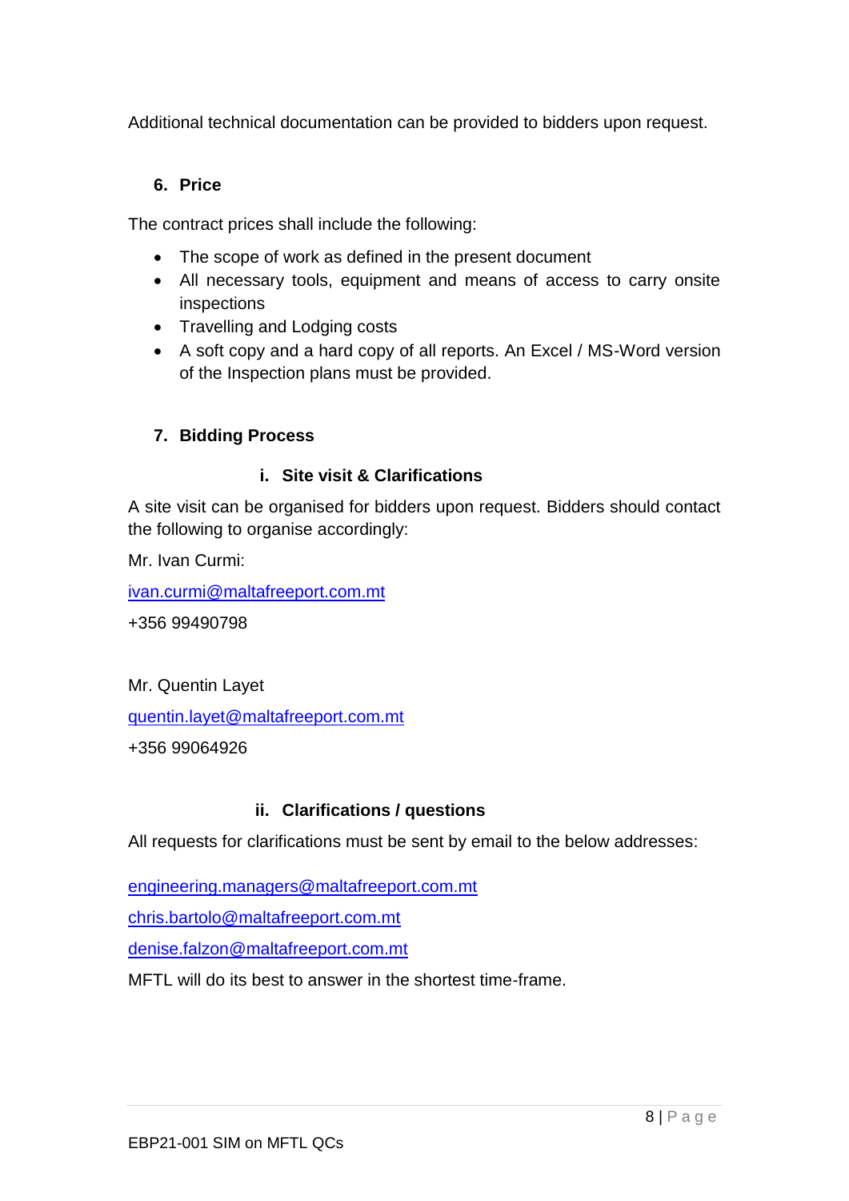Additional technical documentation can be provided to bidders upon request.

## 6. Price

The contract prices shall include the following:

- The scope of work as defined in the present document
- All necessary tools, equipment and means of access to carry onsite inspections
- Travelling and Lodging costs
- A soft copy and a hard copy of all reports. An Excel / MS-Word version of the Inspection plans must be provided.

## 7. Bidding Process

### i. Site visit & Clarifications

A site visit can be organised for bidders upon request. Bidders should contact the following to organise accordingly:

Mr. Ivan Curmi:

ivan.curmi@maltafreeport.com.mt

+356 99490798

Mr. Quentin Layet

quentin.layet@maltafreeport.com.mt

+356 99064926

### ii. Clarifications / questions

All requests for clarifications must be sent by email to the below addresses:

engineering.managers@maltafreeport.com.mt

chris.bartolo@maltafreeport.com.mt

denise.falzon@maltafreeport.com.mt

MFTL will do its best to answer in the shortest time-frame.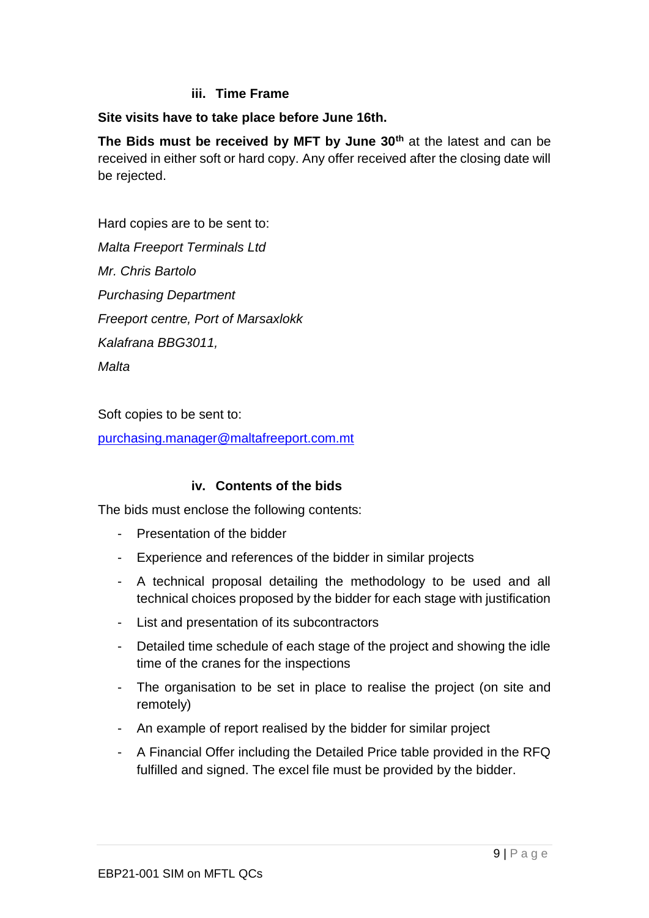### iii. Time Frame

**Site visits have to take place before June 16th.**

**The Bids must be received by MFT by June 30th** at the latest and can be received in either soft or hard copy. Any offer received after the closing date will be rejected.

Hard copies are to be sent to:

*Malta Freeport Terminals Ltd*

*Mr. Chris Bartolo*

*Purchasing Department*

*Freeport centre, Port of Marsaxlokk*

*Kalafrana BBG3011,*

*Malta*

Soft copies to be sent to:

purchasing.manager@maltafreeport.com.mt

### iv. Contents of the bids

The bids must enclose the following contents:

- Presentation of the bidder
- Experience and references of the bidder in similar projects
- A technical proposal detailing the methodology to be used and all technical choices proposed by the bidder for each stage with justification
- List and presentation of its subcontractors
- Detailed time schedule of each stage of the project and showing the idle time of the cranes for the inspections
- The organisation to be set in place to realise the project (on site and remotely)
- An example of report realised by the bidder for similar project
- A Financial Offer including the Detailed Price table provided in the RFQ fulfilled and signed. The excel file must be provided by the bidder.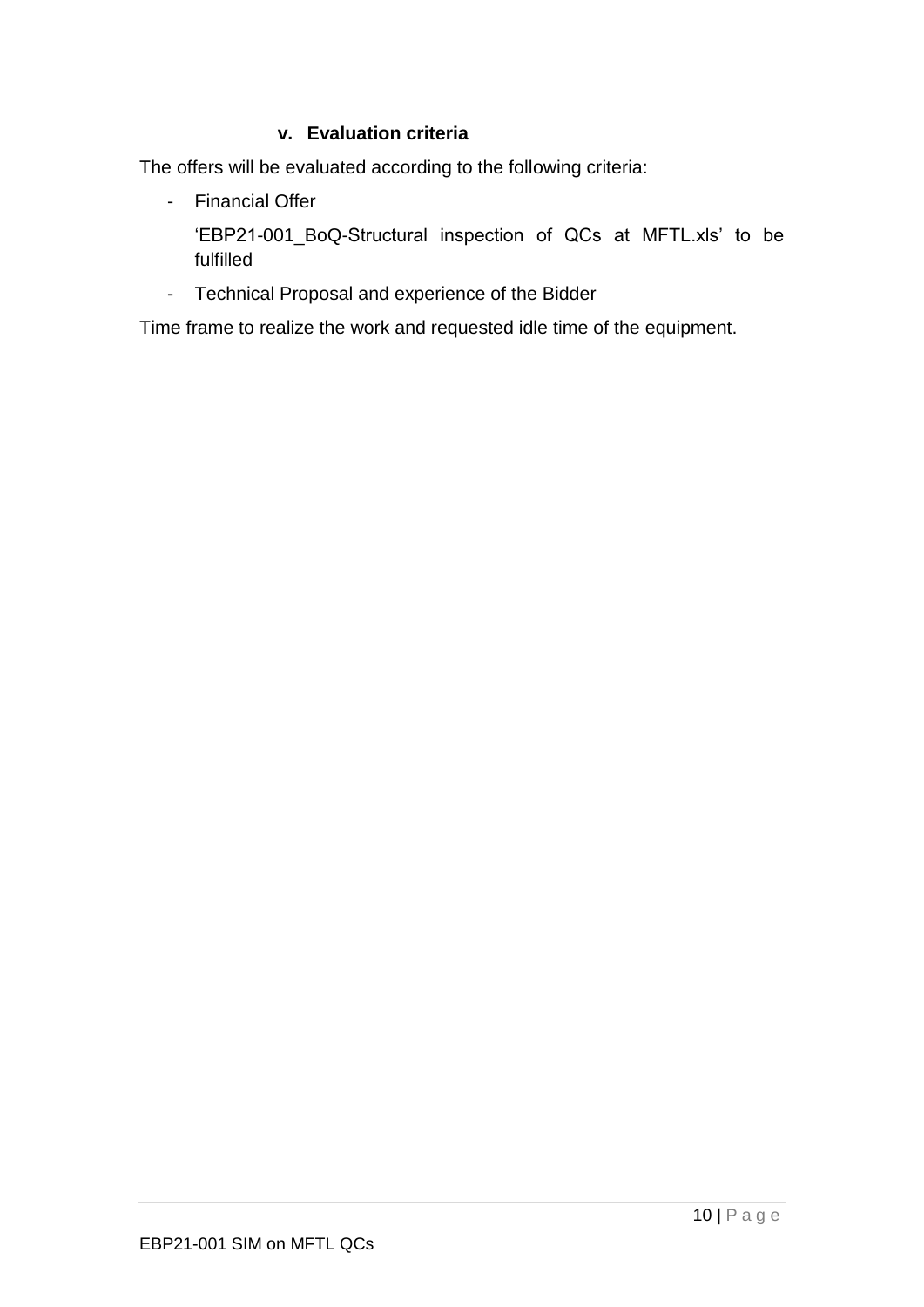### v. Evaluation criteria

The offers will be evaluated according to the following criteria:

- Financial Offer

  'EBP21-001_BoQ-Structural inspection of QCs at MFTL.xls' to be fulfilled

- Technical Proposal and experience of the Bidder

Time frame to realize the work and requested idle time of the equipment.